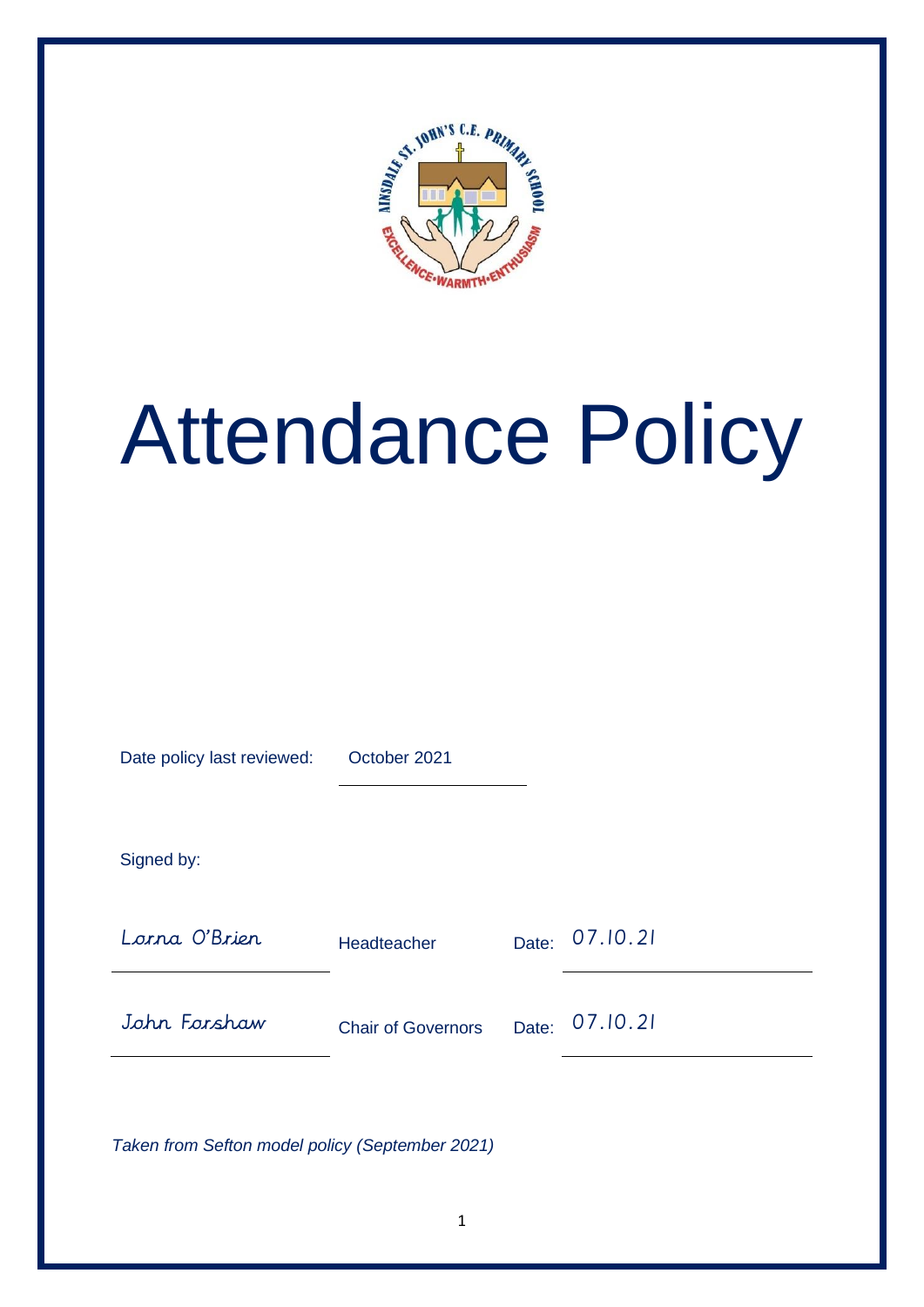# Attendance Policy

Date policy last reviewed: October 2021

Signed by:

| | | |
|---|---|---|
| Lorna O'Brien | Headteacher | Date: 07.10.21 |
| John Forshaw | Chair of Governors | Date: 07.10.21 |

*Taken from Sefton model policy (September 2021)*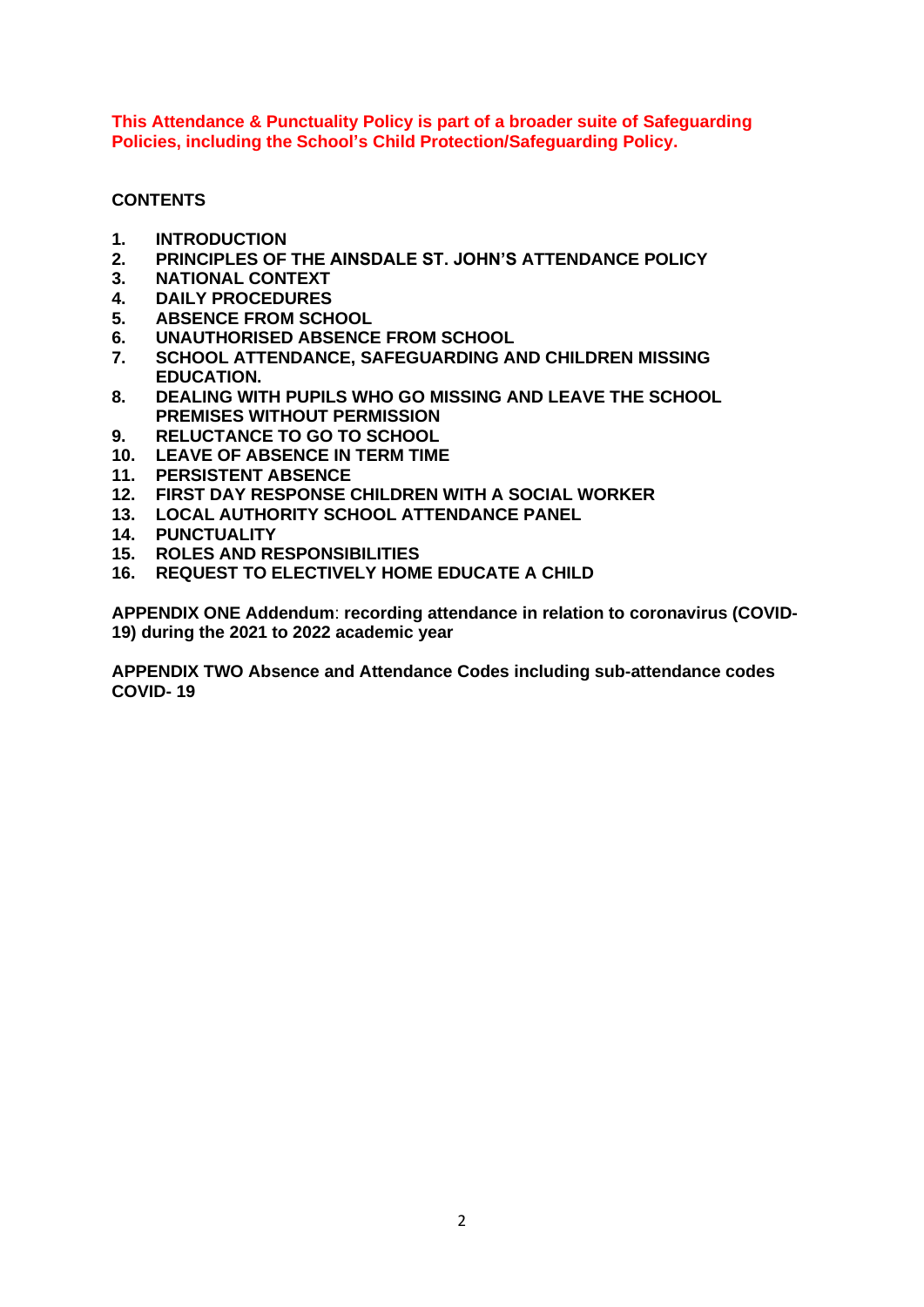**This Attendance & Punctuality Policy is part of a broader suite of Safeguarding Policies, including the School's Child Protection/Safeguarding Policy.**

**CONTENTS**

1. **INTRODUCTION**
2. **PRINCIPLES OF THE AINSDALE ST. JOHN'S ATTENDANCE POLICY**
3. **NATIONAL CONTEXT**
4. **DAILY PROCEDURES**
5. **ABSENCE FROM SCHOOL**
6. **UNAUTHORISED ABSENCE FROM SCHOOL**
7. **SCHOOL ATTENDANCE, SAFEGUARDING AND CHILDREN MISSING EDUCATION.**
8. **DEALING WITH PUPILS WHO GO MISSING AND LEAVE THE SCHOOL PREMISES WITHOUT PERMISSION**
9. **RELUCTANCE TO GO TO SCHOOL**
10. **LEAVE OF ABSENCE IN TERM TIME**
11. **PERSISTENT ABSENCE**
12. **FIRST DAY RESPONSE CHILDREN WITH A SOCIAL WORKER**
13. **LOCAL AUTHORITY SCHOOL ATTENDANCE PANEL**
14. **PUNCTUALITY**
15. **ROLES AND RESPONSIBILITIES**
16. **REQUEST TO ELECTIVELY HOME EDUCATE A CHILD**

**APPENDIX ONE Addendum**: **recording attendance in relation to coronavirus (COVID-19) during the 2021 to 2022 academic year**

**APPENDIX TWO Absence and Attendance Codes including sub-attendance codes COVID- 19**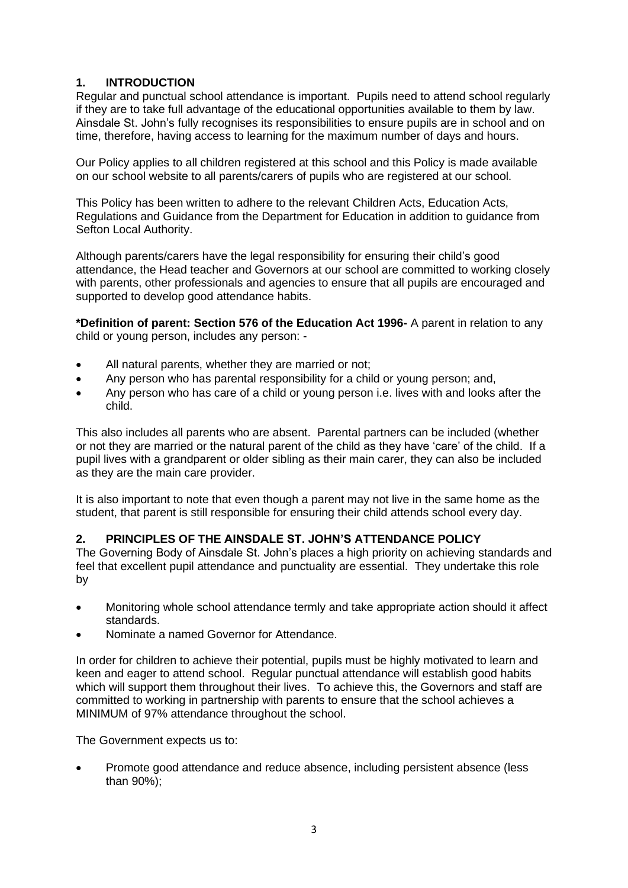## 1. INTRODUCTION

Regular and punctual school attendance is important. Pupils need to attend school regularly if they are to take full advantage of the educational opportunities available to them by law. Ainsdale St. John's fully recognises its responsibilities to ensure pupils are in school and on time, therefore, having access to learning for the maximum number of days and hours.

Our Policy applies to all children registered at this school and this Policy is made available on our school website to all parents/carers of pupils who are registered at our school.

This Policy has been written to adhere to the relevant Children Acts, Education Acts, Regulations and Guidance from the Department for Education in addition to guidance from Sefton Local Authority.

Although parents/carers have the legal responsibility for ensuring their child's good attendance, the Head teacher and Governors at our school are committed to working closely with parents, other professionals and agencies to ensure that all pupils are encouraged and supported to develop good attendance habits.

**\*Definition of parent: Section 576 of the Education Act 1996-** A parent in relation to any child or young person, includes any person: -

- All natural parents, whether they are married or not;
- Any person who has parental responsibility for a child or young person; and,
- Any person who has care of a child or young person i.e. lives with and looks after the child.

This also includes all parents who are absent. Parental partners can be included (whether or not they are married or the natural parent of the child as they have 'care' of the child. If a pupil lives with a grandparent or older sibling as their main carer, they can also be included as they are the main care provider.

It is also important to note that even though a parent may not live in the same home as the student, that parent is still responsible for ensuring their child attends school every day.

## 2. PRINCIPLES OF THE AINSDALE ST. JOHN'S ATTENDANCE POLICY

The Governing Body of Ainsdale St. John's places a high priority on achieving standards and feel that excellent pupil attendance and punctuality are essential. They undertake this role by

- Monitoring whole school attendance termly and take appropriate action should it affect standards.
- Nominate a named Governor for Attendance.

In order for children to achieve their potential, pupils must be highly motivated to learn and keen and eager to attend school. Regular punctual attendance will establish good habits which will support them throughout their lives. To achieve this, the Governors and staff are committed to working in partnership with parents to ensure that the school achieves a MINIMUM of 97% attendance throughout the school.

The Government expects us to:

- Promote good attendance and reduce absence, including persistent absence (less than 90%);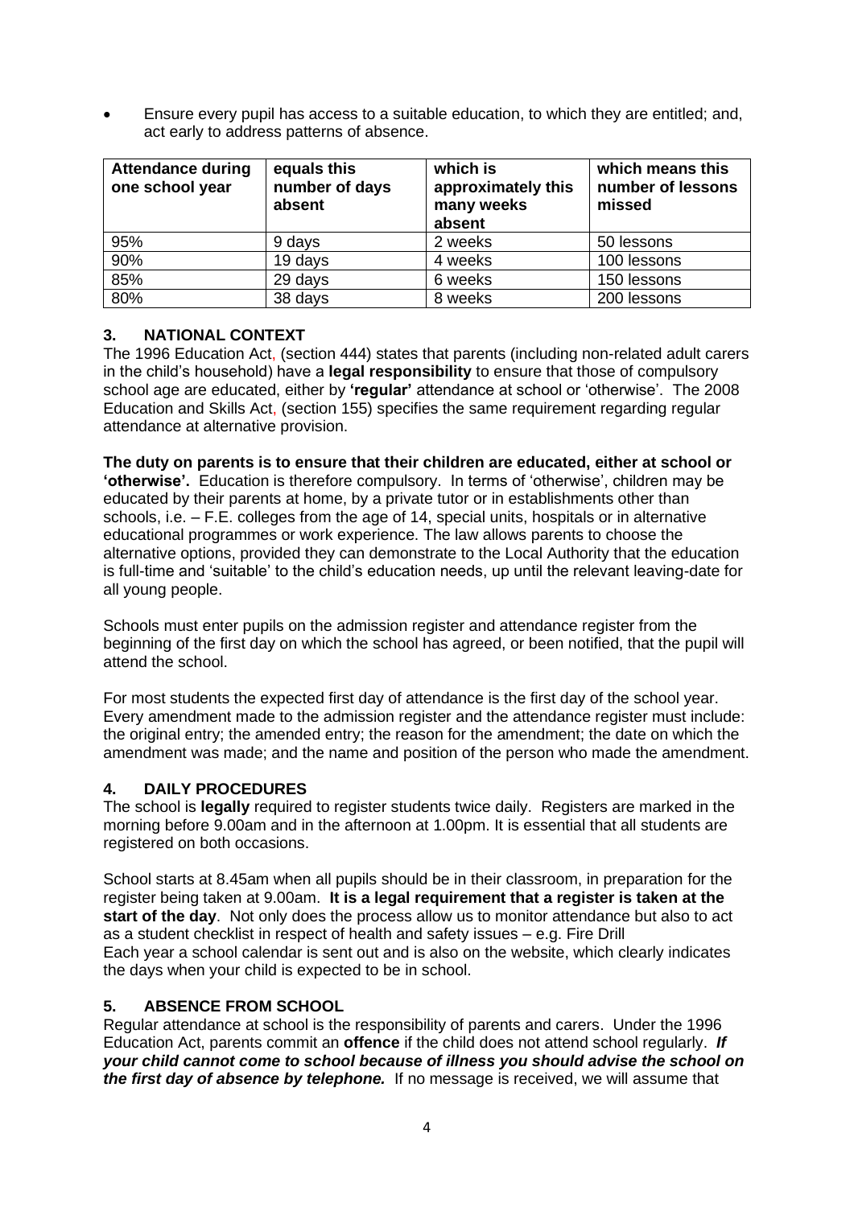- Ensure every pupil has access to a suitable education, to which they are entitled; and, act early to address patterns of absence.

| Attendance during one school year | equals this number of days absent | which is approximately this many weeks absent | which means this number of lessons missed |
| --- | --- | --- | --- |
| 95% | 9 days | 2 weeks | 50 lessons |
| 90% | 19 days | 4 weeks | 100 lessons |
| 85% | 29 days | 6 weeks | 150 lessons |
| 80% | 38 days | 8 weeks | 200 lessons |

## 3. NATIONAL CONTEXT

The 1996 Education Act, (section 444) states that parents (including non-related adult carers in the child's household) have a **legal responsibility** to ensure that those of compulsory school age are educated, either by **'regular'** attendance at school or 'otherwise'. The 2008 Education and Skills Act, (section 155) specifies the same requirement regarding regular attendance at alternative provision.

**The duty on parents is to ensure that their children are educated, either at school or 'otherwise'.** Education is therefore compulsory. In terms of 'otherwise', children may be educated by their parents at home, by a private tutor or in establishments other than schools, i.e. – F.E. colleges from the age of 14, special units, hospitals or in alternative educational programmes or work experience. The law allows parents to choose the alternative options, provided they can demonstrate to the Local Authority that the education is full-time and 'suitable' to the child's education needs, up until the relevant leaving-date for all young people.

Schools must enter pupils on the admission register and attendance register from the beginning of the first day on which the school has agreed, or been notified, that the pupil will attend the school.

For most students the expected first day of attendance is the first day of the school year. Every amendment made to the admission register and the attendance register must include: the original entry; the amended entry; the reason for the amendment; the date on which the amendment was made; and the name and position of the person who made the amendment.

## 4. DAILY PROCEDURES

The school is **legally** required to register students twice daily. Registers are marked in the morning before 9.00am and in the afternoon at 1.00pm. It is essential that all students are registered on both occasions.

School starts at 8.45am when all pupils should be in their classroom, in preparation for the register being taken at 9.00am. **It is a legal requirement that a register is taken at the start of the day**. Not only does the process allow us to monitor attendance but also to act as a student checklist in respect of health and safety issues – e.g. Fire Drill
Each year a school calendar is sent out and is also on the website, which clearly indicates the days when your child is expected to be in school.

## 5. ABSENCE FROM SCHOOL

Regular attendance at school is the responsibility of parents and carers. Under the 1996 Education Act, parents commit an **offence** if the child does not attend school regularly. ***If your child cannot come to school because of illness you should advise the school on the first day of absence by telephone.*** If no message is received, we will assume that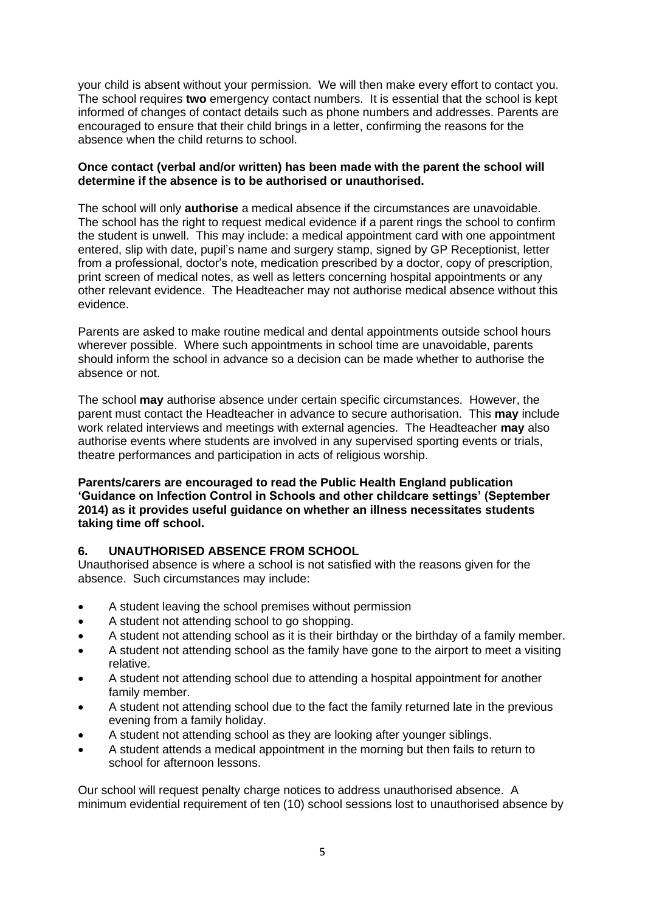your child is absent without your permission. We will then make every effort to contact you. The school requires **two** emergency contact numbers. It is essential that the school is kept informed of changes of contact details such as phone numbers and addresses. Parents are encouraged to ensure that their child brings in a letter, confirming the reasons for the absence when the child returns to school.

**Once contact (verbal and/or written) has been made with the parent the school will determine if the absence is to be authorised or unauthorised.**

The school will only **authorise** a medical absence if the circumstances are unavoidable. The school has the right to request medical evidence if a parent rings the school to confirm the student is unwell. This may include: a medical appointment card with one appointment entered, slip with date, pupil's name and surgery stamp, signed by GP Receptionist, letter from a professional, doctor's note, medication prescribed by a doctor, copy of prescription, print screen of medical notes, as well as letters concerning hospital appointments or any other relevant evidence. The Headteacher may not authorise medical absence without this evidence.

Parents are asked to make routine medical and dental appointments outside school hours wherever possible. Where such appointments in school time are unavoidable, parents should inform the school in advance so a decision can be made whether to authorise the absence or not.

The school **may** authorise absence under certain specific circumstances. However, the parent must contact the Headteacher in advance to secure authorisation. This **may** include work related interviews and meetings with external agencies. The Headteacher **may** also authorise events where students are involved in any supervised sporting events or trials, theatre performances and participation in acts of religious worship.

**Parents/carers are encouraged to read the Public Health England publication 'Guidance on Infection Control in Schools and other childcare settings' (September 2014) as it provides useful guidance on whether an illness necessitates students taking time off school.**

## 6. UNAUTHORISED ABSENCE FROM SCHOOL

Unauthorised absence is where a school is not satisfied with the reasons given for the absence. Such circumstances may include:

- A student leaving the school premises without permission
- A student not attending school to go shopping.
- A student not attending school as it is their birthday or the birthday of a family member.
- A student not attending school as the family have gone to the airport to meet a visiting relative.
- A student not attending school due to attending a hospital appointment for another family member.
- A student not attending school due to the fact the family returned late in the previous evening from a family holiday.
- A student not attending school as they are looking after younger siblings.
- A student attends a medical appointment in the morning but then fails to return to school for afternoon lessons.

Our school will request penalty charge notices to address unauthorised absence. A minimum evidential requirement of ten (10) school sessions lost to unauthorised absence by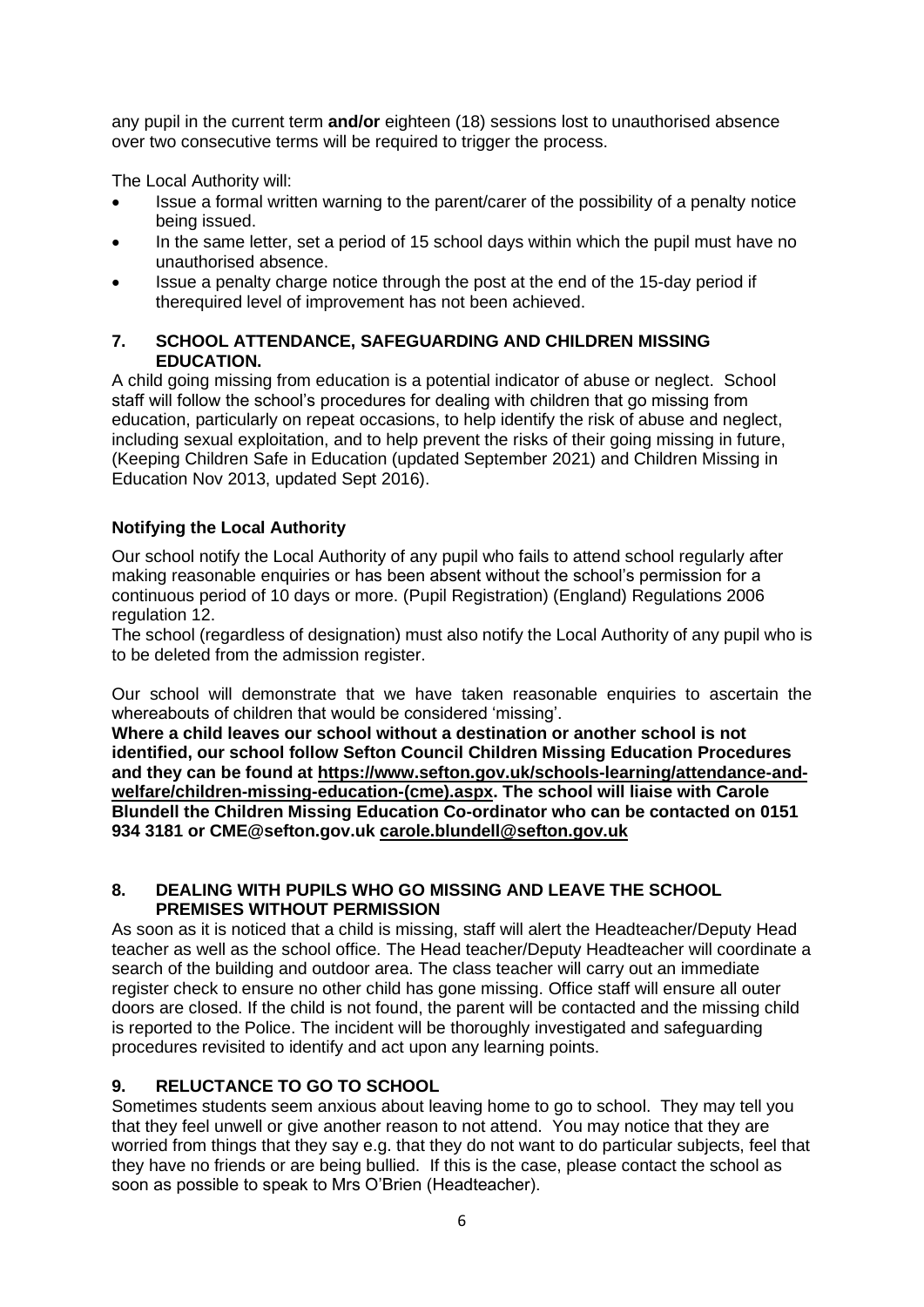any pupil in the current term **and/or** eighteen (18) sessions lost to unauthorised absence over two consecutive terms will be required to trigger the process.

The Local Authority will:

- Issue a formal written warning to the parent/carer of the possibility of a penalty notice being issued.
- In the same letter, set a period of 15 school days within which the pupil must have no unauthorised absence.
- Issue a penalty charge notice through the post at the end of the 15-day period if therequired level of improvement has not been achieved.

## 7. SCHOOL ATTENDANCE, SAFEGUARDING AND CHILDREN MISSING EDUCATION.

A child going missing from education is a potential indicator of abuse or neglect. School staff will follow the school's procedures for dealing with children that go missing from education, particularly on repeat occasions, to help identify the risk of abuse and neglect, including sexual exploitation, and to help prevent the risks of their going missing in future, (Keeping Children Safe in Education (updated September 2021) and Children Missing in Education Nov 2013, updated Sept 2016).

### Notifying the Local Authority

Our school notify the Local Authority of any pupil who fails to attend school regularly after making reasonable enquiries or has been absent without the school's permission for a continuous period of 10 days or more. (Pupil Registration) (England) Regulations 2006 regulation 12.

The school (regardless of designation) must also notify the Local Authority of any pupil who is to be deleted from the admission register.

Our school will demonstrate that we have taken reasonable enquiries to ascertain the whereabouts of children that would be considered 'missing'.

**Where a child leaves our school without a destination or another school is not identified, our school follow Sefton Council Children Missing Education Procedures and they can be found at https://www.sefton.gov.uk/schools-learning/attendance-and-welfare/children-missing-education-(cme).aspx. The school will liaise with Carole Blundell the Children Missing Education Co-ordinator who can be contacted on 0151 934 3181 or CME@sefton.gov.uk carole.blundell@sefton.gov.uk**

## 8. DEALING WITH PUPILS WHO GO MISSING AND LEAVE THE SCHOOL PREMISES WITHOUT PERMISSION

As soon as it is noticed that a child is missing, staff will alert the Headteacher/Deputy Head teacher as well as the school office. The Head teacher/Deputy Headteacher will coordinate a search of the building and outdoor area. The class teacher will carry out an immediate register check to ensure no other child has gone missing. Office staff will ensure all outer doors are closed. If the child is not found, the parent will be contacted and the missing child is reported to the Police. The incident will be thoroughly investigated and safeguarding procedures revisited to identify and act upon any learning points.

## 9. RELUCTANCE TO GO TO SCHOOL

Sometimes students seem anxious about leaving home to go to school. They may tell you that they feel unwell or give another reason to not attend. You may notice that they are worried from things that they say e.g. that they do not want to do particular subjects, feel that they have no friends or are being bullied. If this is the case, please contact the school as soon as possible to speak to Mrs O'Brien (Headteacher).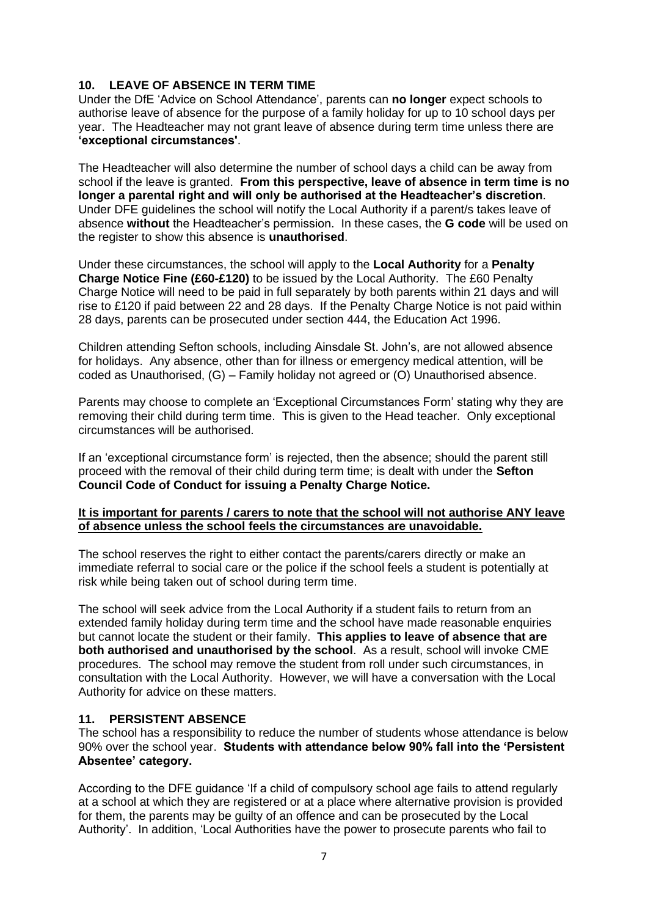## 10. LEAVE OF ABSENCE IN TERM TIME

Under the DfE 'Advice on School Attendance', parents can **no longer** expect schools to authorise leave of absence for the purpose of a family holiday for up to 10 school days per year. The Headteacher may not grant leave of absence during term time unless there are **'exceptional circumstances'**.

The Headteacher will also determine the number of school days a child can be away from school if the leave is granted. **From this perspective, leave of absence in term time is no longer a parental right and will only be authorised at the Headteacher's discretion**. Under DFE guidelines the school will notify the Local Authority if a parent/s takes leave of absence **without** the Headteacher's permission. In these cases, the **G code** will be used on the register to show this absence is **unauthorised**.

Under these circumstances, the school will apply to the **Local Authority** for a **Penalty Charge Notice Fine (£60-£120)** to be issued by the Local Authority. The £60 Penalty Charge Notice will need to be paid in full separately by both parents within 21 days and will rise to £120 if paid between 22 and 28 days. If the Penalty Charge Notice is not paid within 28 days, parents can be prosecuted under section 444, the Education Act 1996.

Children attending Sefton schools, including Ainsdale St. John's, are not allowed absence for holidays. Any absence, other than for illness or emergency medical attention, will be coded as Unauthorised, (G) – Family holiday not agreed or (O) Unauthorised absence.

Parents may choose to complete an 'Exceptional Circumstances Form' stating why they are removing their child during term time. This is given to the Head teacher. Only exceptional circumstances will be authorised.

If an 'exceptional circumstance form' is rejected, then the absence; should the parent still proceed with the removal of their child during term time; is dealt with under the **Sefton Council Code of Conduct for issuing a Penalty Charge Notice.**

**<u>It is important for parents / carers to note that the school will not authorise ANY leave of absence unless the school feels the circumstances are unavoidable.</u>**

The school reserves the right to either contact the parents/carers directly or make an immediate referral to social care or the police if the school feels a student is potentially at risk while being taken out of school during term time.

The school will seek advice from the Local Authority if a student fails to return from an extended family holiday during term time and the school have made reasonable enquiries but cannot locate the student or their family. **This applies to leave of absence that are both authorised and unauthorised by the school**. As a result, school will invoke CME procedures. The school may remove the student from roll under such circumstances, in consultation with the Local Authority. However, we will have a conversation with the Local Authority for advice on these matters.

## 11. PERSISTENT ABSENCE

The school has a responsibility to reduce the number of students whose attendance is below 90% over the school year. **Students with attendance below 90% fall into the 'Persistent Absentee' category.**

According to the DFE guidance 'If a child of compulsory school age fails to attend regularly at a school at which they are registered or at a place where alternative provision is provided for them, the parents may be guilty of an offence and can be prosecuted by the Local Authority'. In addition, 'Local Authorities have the power to prosecute parents who fail to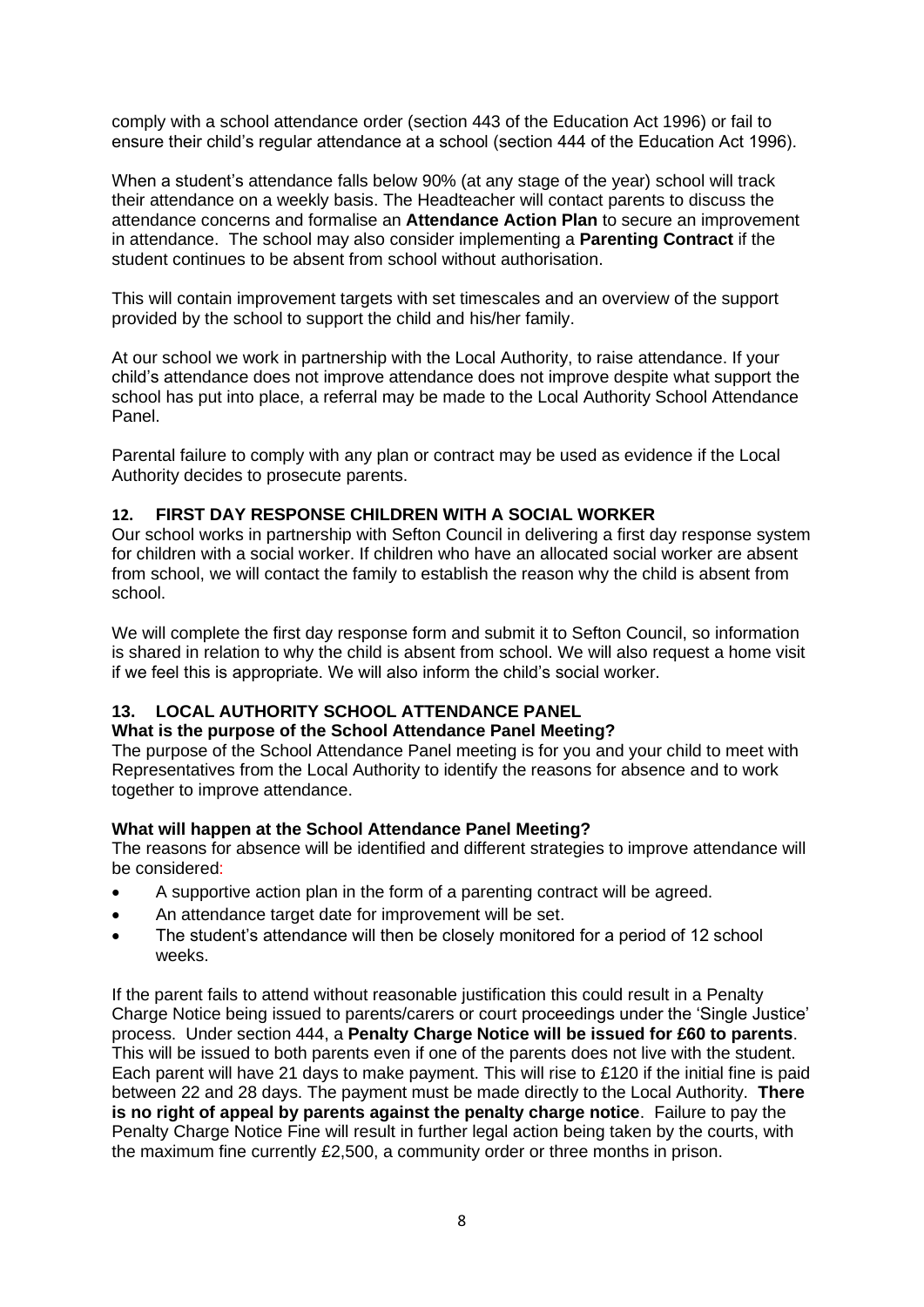comply with a school attendance order (section 443 of the Education Act 1996) or fail to ensure their child's regular attendance at a school (section 444 of the Education Act 1996).

When a student's attendance falls below 90% (at any stage of the year) school will track their attendance on a weekly basis. The Headteacher will contact parents to discuss the attendance concerns and formalise an **Attendance Action Plan** to secure an improvement in attendance. The school may also consider implementing a **Parenting Contract** if the student continues to be absent from school without authorisation.

This will contain improvement targets with set timescales and an overview of the support provided by the school to support the child and his/her family.

At our school we work in partnership with the Local Authority, to raise attendance. If your child's attendance does not improve attendance does not improve despite what support the school has put into place, a referral may be made to the Local Authority School Attendance Panel.

Parental failure to comply with any plan or contract may be used as evidence if the Local Authority decides to prosecute parents.

## 12. FIRST DAY RESPONSE CHILDREN WITH A SOCIAL WORKER

Our school works in partnership with Sefton Council in delivering a first day response system for children with a social worker. If children who have an allocated social worker are absent from school, we will contact the family to establish the reason why the child is absent from school.

We will complete the first day response form and submit it to Sefton Council, so information is shared in relation to why the child is absent from school. We will also request a home visit if we feel this is appropriate. We will also inform the child's social worker.

## 13. LOCAL AUTHORITY SCHOOL ATTENDANCE PANEL

**What is the purpose of the School Attendance Panel Meeting?**

The purpose of the School Attendance Panel meeting is for you and your child to meet with Representatives from the Local Authority to identify the reasons for absence and to work together to improve attendance.

**What will happen at the School Attendance Panel Meeting?**

The reasons for absence will be identified and different strategies to improve attendance will be considered:

- A supportive action plan in the form of a parenting contract will be agreed.
- An attendance target date for improvement will be set.
- The student's attendance will then be closely monitored for a period of 12 school weeks.

If the parent fails to attend without reasonable justification this could result in a Penalty Charge Notice being issued to parents/carers or court proceedings under the 'Single Justice' process. Under section 444, a **Penalty Charge Notice will be issued for £60 to parents**. This will be issued to both parents even if one of the parents does not live with the student. Each parent will have 21 days to make payment. This will rise to £120 if the initial fine is paid between 22 and 28 days. The payment must be made directly to the Local Authority. **There is no right of appeal by parents against the penalty charge notice**. Failure to pay the Penalty Charge Notice Fine will result in further legal action being taken by the courts, with the maximum fine currently £2,500, a community order or three months in prison.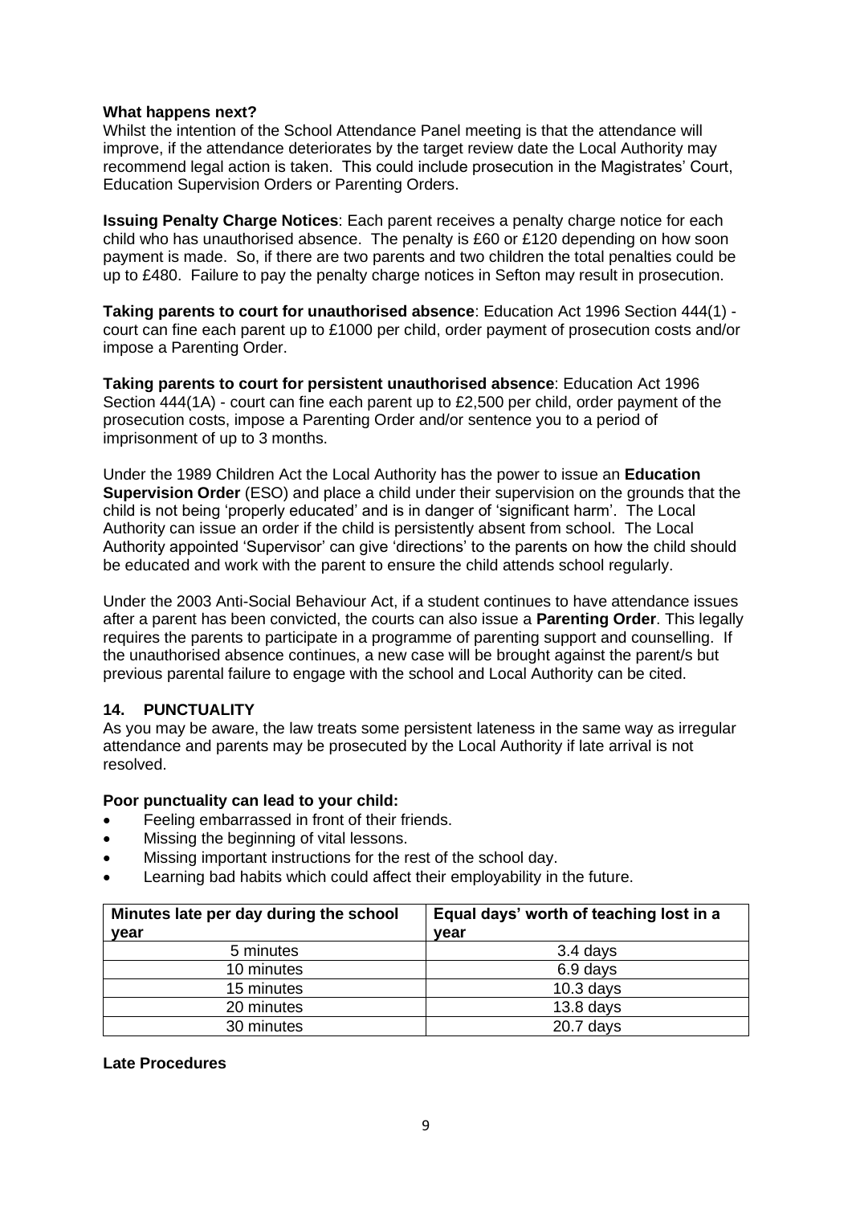**What happens next?**

Whilst the intention of the School Attendance Panel meeting is that the attendance will improve, if the attendance deteriorates by the target review date the Local Authority may recommend legal action is taken. This could include prosecution in the Magistrates' Court, Education Supervision Orders or Parenting Orders.

**Issuing Penalty Charge Notices**: Each parent receives a penalty charge notice for each child who has unauthorised absence. The penalty is £60 or £120 depending on how soon payment is made. So, if there are two parents and two children the total penalties could be up to £480. Failure to pay the penalty charge notices in Sefton may result in prosecution.

**Taking parents to court for unauthorised absence**: Education Act 1996 Section 444(1) - court can fine each parent up to £1000 per child, order payment of prosecution costs and/or impose a Parenting Order.

**Taking parents to court for persistent unauthorised absence**: Education Act 1996 Section 444(1A) - court can fine each parent up to £2,500 per child, order payment of the prosecution costs, impose a Parenting Order and/or sentence you to a period of imprisonment of up to 3 months.

Under the 1989 Children Act the Local Authority has the power to issue an **Education Supervision Order** (ESO) and place a child under their supervision on the grounds that the child is not being 'properly educated' and is in danger of 'significant harm'. The Local Authority can issue an order if the child is persistently absent from school. The Local Authority appointed 'Supervisor' can give 'directions' to the parents on how the child should be educated and work with the parent to ensure the child attends school regularly.

Under the 2003 Anti-Social Behaviour Act, if a student continues to have attendance issues after a parent has been convicted, the courts can also issue a **Parenting Order**. This legally requires the parents to participate in a programme of parenting support and counselling. If the unauthorised absence continues, a new case will be brought against the parent/s but previous parental failure to engage with the school and Local Authority can be cited.

## 14. PUNCTUALITY

As you may be aware, the law treats some persistent lateness in the same way as irregular attendance and parents may be prosecuted by the Local Authority if late arrival is not resolved.

**Poor punctuality can lead to your child:**

- Feeling embarrassed in front of their friends.
- Missing the beginning of vital lessons.
- Missing important instructions for the rest of the school day.
- Learning bad habits which could affect their employability in the future.

| Minutes late per day during the school year | Equal days' worth of teaching lost in a year |
|---|---|
| 5 minutes | 3.4 days |
| 10 minutes | 6.9 days |
| 15 minutes | 10.3 days |
| 20 minutes | 13.8 days |
| 30 minutes | 20.7 days |

**Late Procedures**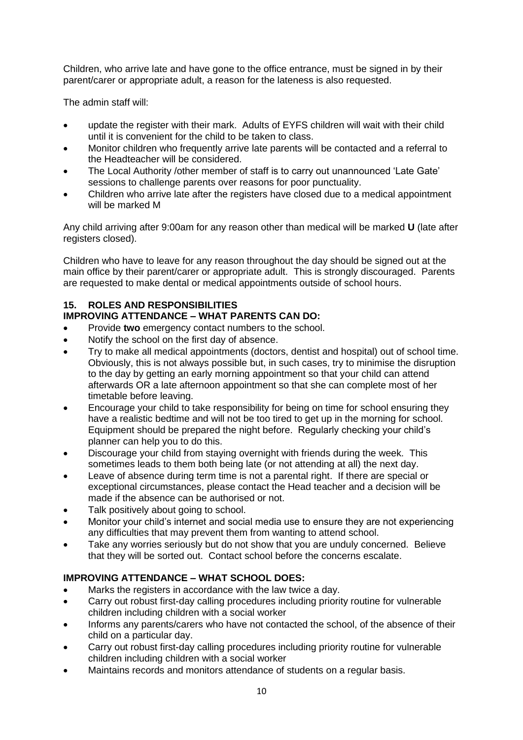Children, who arrive late and have gone to the office entrance, must be signed in by their parent/carer or appropriate adult, a reason for the lateness is also requested.

The admin staff will:

- update the register with their mark. Adults of EYFS children will wait with their child until it is convenient for the child to be taken to class.
- Monitor children who frequently arrive late parents will be contacted and a referral to the Headteacher will be considered.
- The Local Authority /other member of staff is to carry out unannounced 'Late Gate' sessions to challenge parents over reasons for poor punctuality.
- Children who arrive late after the registers have closed due to a medical appointment will be marked M

Any child arriving after 9:00am for any reason other than medical will be marked **U** (late after registers closed).

Children who have to leave for any reason throughout the day should be signed out at the main office by their parent/carer or appropriate adult. This is strongly discouraged. Parents are requested to make dental or medical appointments outside of school hours.

## 15. ROLES AND RESPONSIBILITIES

### IMPROVING ATTENDANCE – WHAT PARENTS CAN DO:

- Provide **two** emergency contact numbers to the school.
- Notify the school on the first day of absence.
- Try to make all medical appointments (doctors, dentist and hospital) out of school time. Obviously, this is not always possible but, in such cases, try to minimise the disruption to the day by getting an early morning appointment so that your child can attend afterwards OR a late afternoon appointment so that she can complete most of her timetable before leaving.
- Encourage your child to take responsibility for being on time for school ensuring they have a realistic bedtime and will not be too tired to get up in the morning for school. Equipment should be prepared the night before. Regularly checking your child's planner can help you to do this.
- Discourage your child from staying overnight with friends during the week. This sometimes leads to them both being late (or not attending at all) the next day.
- Leave of absence during term time is not a parental right. If there are special or exceptional circumstances, please contact the Head teacher and a decision will be made if the absence can be authorised or not.
- Talk positively about going to school.
- Monitor your child's internet and social media use to ensure they are not experiencing any difficulties that may prevent them from wanting to attend school.
- Take any worries seriously but do not show that you are unduly concerned. Believe that they will be sorted out. Contact school before the concerns escalate.

### IMPROVING ATTENDANCE – WHAT SCHOOL DOES:

- Marks the registers in accordance with the law twice a day.
- Carry out robust first-day calling procedures including priority routine for vulnerable children including children with a social worker
- Informs any parents/carers who have not contacted the school, of the absence of their child on a particular day.
- Carry out robust first-day calling procedures including priority routine for vulnerable children including children with a social worker
- Maintains records and monitors attendance of students on a regular basis.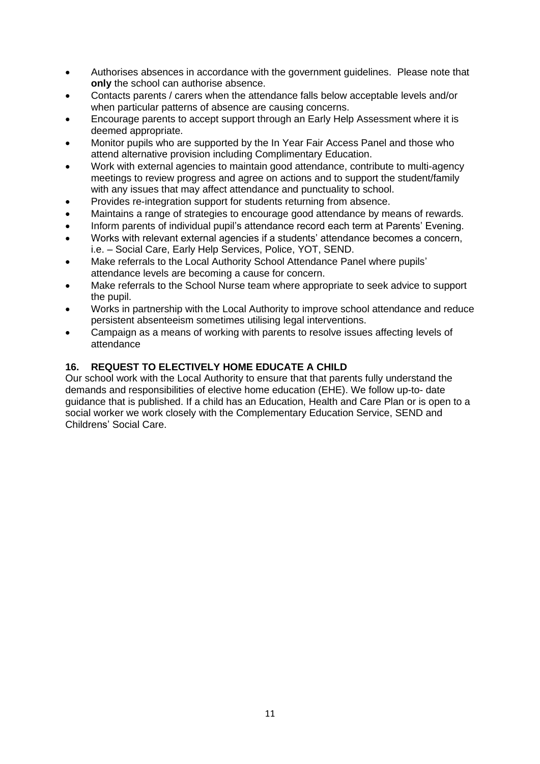- Authorises absences in accordance with the government guidelines. Please note that **only** the school can authorise absence.
- Contacts parents / carers when the attendance falls below acceptable levels and/or when particular patterns of absence are causing concerns.
- Encourage parents to accept support through an Early Help Assessment where it is deemed appropriate.
- Monitor pupils who are supported by the In Year Fair Access Panel and those who attend alternative provision including Complimentary Education.
- Work with external agencies to maintain good attendance, contribute to multi-agency meetings to review progress and agree on actions and to support the student/family with any issues that may affect attendance and punctuality to school.
- Provides re-integration support for students returning from absence.
- Maintains a range of strategies to encourage good attendance by means of rewards.
- Inform parents of individual pupil's attendance record each term at Parents' Evening.
- Works with relevant external agencies if a students' attendance becomes a concern, i.e. – Social Care, Early Help Services, Police, YOT, SEND.
- Make referrals to the Local Authority School Attendance Panel where pupils' attendance levels are becoming a cause for concern.
- Make referrals to the School Nurse team where appropriate to seek advice to support the pupil.
- Works in partnership with the Local Authority to improve school attendance and reduce persistent absenteeism sometimes utilising legal interventions.
- Campaign as a means of working with parents to resolve issues affecting levels of attendance

## 16. REQUEST TO ELECTIVELY HOME EDUCATE A CHILD

Our school work with the Local Authority to ensure that that parents fully understand the demands and responsibilities of elective home education (EHE). We follow up-to- date guidance that is published. If a child has an Education, Health and Care Plan or is open to a social worker we work closely with the Complementary Education Service, SEND and Childrens' Social Care.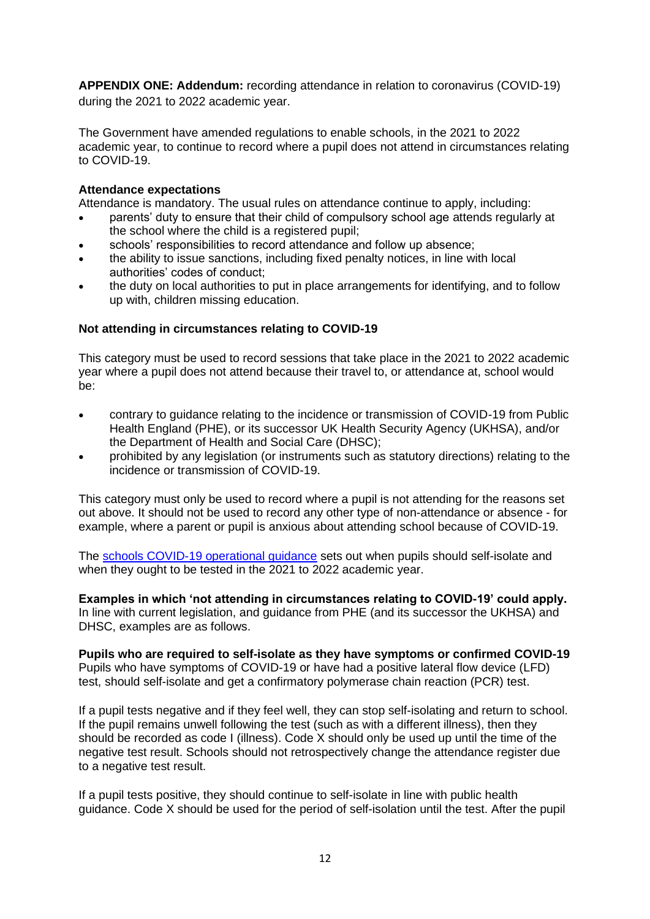**APPENDIX ONE: Addendum:** recording attendance in relation to coronavirus (COVID-19) during the 2021 to 2022 academic year.

The Government have amended regulations to enable schools, in the 2021 to 2022 academic year, to continue to record where a pupil does not attend in circumstances relating to COVID-19.

**Attendance expectations**

Attendance is mandatory. The usual rules on attendance continue to apply, including:

- parents' duty to ensure that their child of compulsory school age attends regularly at the school where the child is a registered pupil;
- schools' responsibilities to record attendance and follow up absence;
- the ability to issue sanctions, including fixed penalty notices, in line with local authorities' codes of conduct;
- the duty on local authorities to put in place arrangements for identifying, and to follow up with, children missing education.

**Not attending in circumstances relating to COVID-19**

This category must be used to record sessions that take place in the 2021 to 2022 academic year where a pupil does not attend because their travel to, or attendance at, school would be:

- contrary to guidance relating to the incidence or transmission of COVID-19 from Public Health England (PHE), or its successor UK Health Security Agency (UKHSA), and/or the Department of Health and Social Care (DHSC);
- prohibited by any legislation (or instruments such as statutory directions) relating to the incidence or transmission of COVID-19.

This category must only be used to record where a pupil is not attending for the reasons set out above. It should not be used to record any other type of non-attendance or absence - for example, where a parent or pupil is anxious about attending school because of COVID-19.

The schools COVID-19 operational guidance sets out when pupils should self-isolate and when they ought to be tested in the 2021 to 2022 academic year.

**Examples in which 'not attending in circumstances relating to COVID-19' could apply.**

In line with current legislation, and guidance from PHE (and its successor the UKHSA) and DHSC, examples are as follows.

**Pupils who are required to self-isolate as they have symptoms or confirmed COVID-19**

Pupils who have symptoms of COVID-19 or have had a positive lateral flow device (LFD) test, should self-isolate and get a confirmatory polymerase chain reaction (PCR) test.

If a pupil tests negative and if they feel well, they can stop self-isolating and return to school. If the pupil remains unwell following the test (such as with a different illness), then they should be recorded as code I (illness). Code X should only be used up until the time of the negative test result. Schools should not retrospectively change the attendance register due to a negative test result.

If a pupil tests positive, they should continue to self-isolate in line with public health guidance. Code X should be used for the period of self-isolation until the test. After the pupil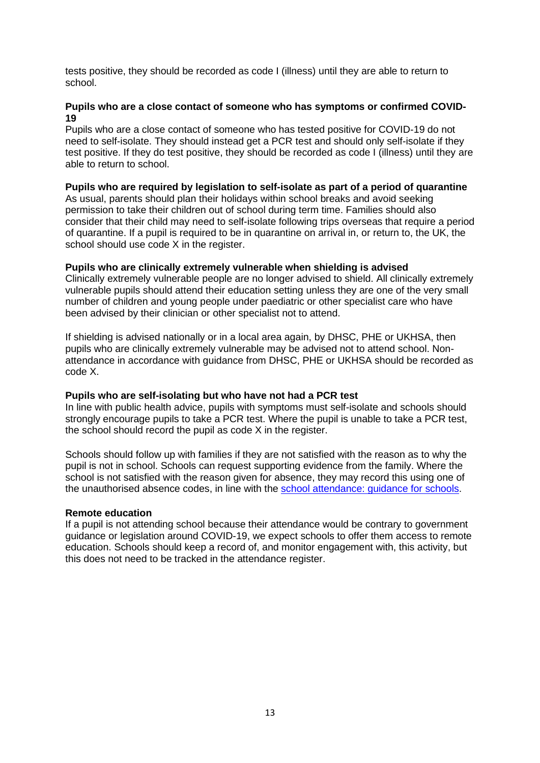tests positive, they should be recorded as code I (illness) until they are able to return to school.

### Pupils who are a close contact of someone who has symptoms or confirmed COVID-19

Pupils who are a close contact of someone who has tested positive for COVID-19 do not need to self-isolate. They should instead get a PCR test and should only self-isolate if they test positive. If they do test positive, they should be recorded as code I (illness) until they are able to return to school.

### Pupils who are required by legislation to self-isolate as part of a period of quarantine

As usual, parents should plan their holidays within school breaks and avoid seeking permission to take their children out of school during term time. Families should also consider that their child may need to self-isolate following trips overseas that require a period of quarantine. If a pupil is required to be in quarantine on arrival in, or return to, the UK, the school should use code X in the register.

### Pupils who are clinically extremely vulnerable when shielding is advised

Clinically extremely vulnerable people are no longer advised to shield. All clinically extremely vulnerable pupils should attend their education setting unless they are one of the very small number of children and young people under paediatric or other specialist care who have been advised by their clinician or other specialist not to attend.

If shielding is advised nationally or in a local area again, by DHSC, PHE or UKHSA, then pupils who are clinically extremely vulnerable may be advised not to attend school. Non-attendance in accordance with guidance from DHSC, PHE or UKHSA should be recorded as code X.

### Pupils who are self-isolating but who have not had a PCR test

In line with public health advice, pupils with symptoms must self-isolate and schools should strongly encourage pupils to take a PCR test. Where the pupil is unable to take a PCR test, the school should record the pupil as code X in the register.

Schools should follow up with families if they are not satisfied with the reason as to why the pupil is not in school. Schools can request supporting evidence from the family. Where the school is not satisfied with the reason given for absence, they may record this using one of the unauthorised absence codes, in line with the school attendance: guidance for schools.

### Remote education

If a pupil is not attending school because their attendance would be contrary to government guidance or legislation around COVID-19, we expect schools to offer them access to remote education. Schools should keep a record of, and monitor engagement with, this activity, but this does not need to be tracked in the attendance register.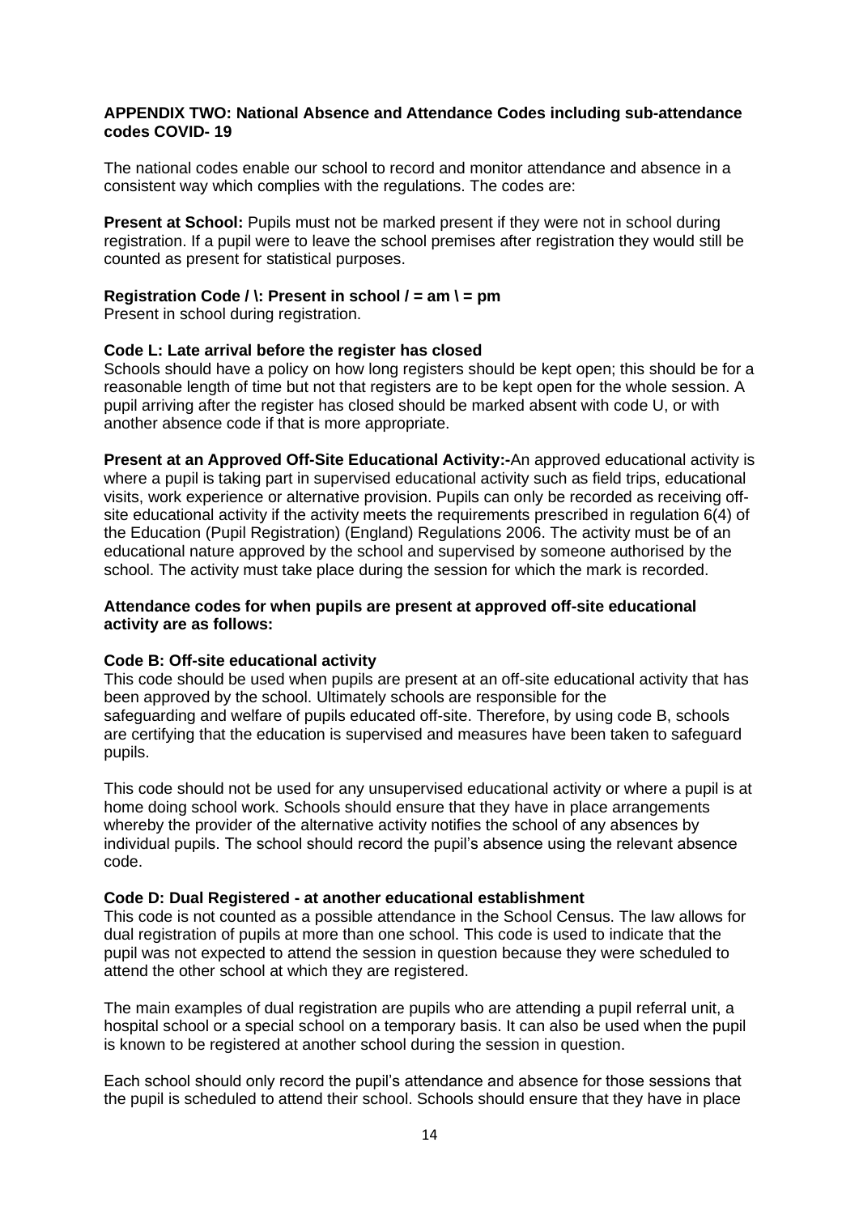**APPENDIX TWO: National Absence and Attendance Codes including sub-attendance codes COVID- 19**

The national codes enable our school to record and monitor attendance and absence in a consistent way which complies with the regulations. The codes are:

**Present at School:** Pupils must not be marked present if they were not in school during registration. If a pupil were to leave the school premises after registration they would still be counted as present for statistical purposes.

**Registration Code / \: Present in school / = am \ = pm**
Present in school during registration.

**Code L: Late arrival before the register has closed**
Schools should have a policy on how long registers should be kept open; this should be for a reasonable length of time but not that registers are to be kept open for the whole session. A pupil arriving after the register has closed should be marked absent with code U, or with another absence code if that is more appropriate.

**Present at an Approved Off-Site Educational Activity:-**An approved educational activity is where a pupil is taking part in supervised educational activity such as field trips, educational visits, work experience or alternative provision. Pupils can only be recorded as receiving off-site educational activity if the activity meets the requirements prescribed in regulation 6(4) of the Education (Pupil Registration) (England) Regulations 2006. The activity must be of an educational nature approved by the school and supervised by someone authorised by the school. The activity must take place during the session for which the mark is recorded.

**Attendance codes for when pupils are present at approved off-site educational activity are as follows:**

**Code B: Off-site educational activity**
This code should be used when pupils are present at an off-site educational activity that has been approved by the school. Ultimately schools are responsible for the safeguarding and welfare of pupils educated off-site. Therefore, by using code B, schools are certifying that the education is supervised and measures have been taken to safeguard pupils.

This code should not be used for any unsupervised educational activity or where a pupil is at home doing school work. Schools should ensure that they have in place arrangements whereby the provider of the alternative activity notifies the school of any absences by individual pupils. The school should record the pupil's absence using the relevant absence code.

**Code D: Dual Registered - at another educational establishment**
This code is not counted as a possible attendance in the School Census. The law allows for dual registration of pupils at more than one school. This code is used to indicate that the pupil was not expected to attend the session in question because they were scheduled to attend the other school at which they are registered.

The main examples of dual registration are pupils who are attending a pupil referral unit, a hospital school or a special school on a temporary basis. It can also be used when the pupil is known to be registered at another school during the session in question.

Each school should only record the pupil's attendance and absence for those sessions that the pupil is scheduled to attend their school. Schools should ensure that they have in place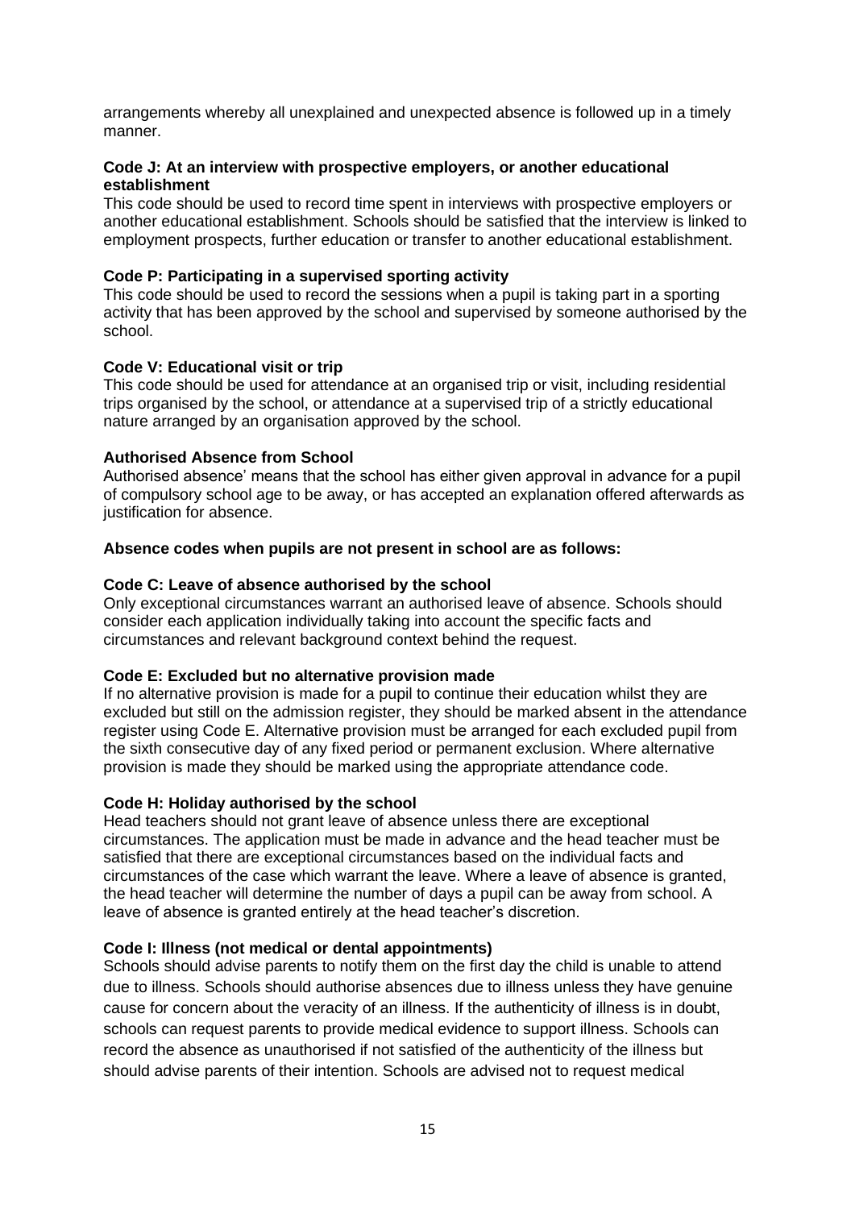arrangements whereby all unexplained and unexpected absence is followed up in a timely manner.

**Code J: At an interview with prospective employers, or another educational establishment**
This code should be used to record time spent in interviews with prospective employers or another educational establishment. Schools should be satisfied that the interview is linked to employment prospects, further education or transfer to another educational establishment.

**Code P: Participating in a supervised sporting activity**
This code should be used to record the sessions when a pupil is taking part in a sporting activity that has been approved by the school and supervised by someone authorised by the school.

**Code V: Educational visit or trip**
This code should be used for attendance at an organised trip or visit, including residential trips organised by the school, or attendance at a supervised trip of a strictly educational nature arranged by an organisation approved by the school.

**Authorised Absence from School**
Authorised absence' means that the school has either given approval in advance for a pupil of compulsory school age to be away, or has accepted an explanation offered afterwards as justification for absence.

**Absence codes when pupils are not present in school are as follows:**

**Code C: Leave of absence authorised by the school**
Only exceptional circumstances warrant an authorised leave of absence. Schools should consider each application individually taking into account the specific facts and circumstances and relevant background context behind the request.

**Code E: Excluded but no alternative provision made**
If no alternative provision is made for a pupil to continue their education whilst they are excluded but still on the admission register, they should be marked absent in the attendance register using Code E. Alternative provision must be arranged for each excluded pupil from the sixth consecutive day of any fixed period or permanent exclusion. Where alternative provision is made they should be marked using the appropriate attendance code.

**Code H: Holiday authorised by the school**
Head teachers should not grant leave of absence unless there are exceptional circumstances. The application must be made in advance and the head teacher must be satisfied that there are exceptional circumstances based on the individual facts and circumstances of the case which warrant the leave. Where a leave of absence is granted, the head teacher will determine the number of days a pupil can be away from school. A leave of absence is granted entirely at the head teacher's discretion.

**Code I: Illness (not medical or dental appointments)**
Schools should advise parents to notify them on the first day the child is unable to attend due to illness. Schools should authorise absences due to illness unless they have genuine cause for concern about the veracity of an illness. If the authenticity of illness is in doubt, schools can request parents to provide medical evidence to support illness. Schools can record the absence as unauthorised if not satisfied of the authenticity of the illness but should advise parents of their intention. Schools are advised not to request medical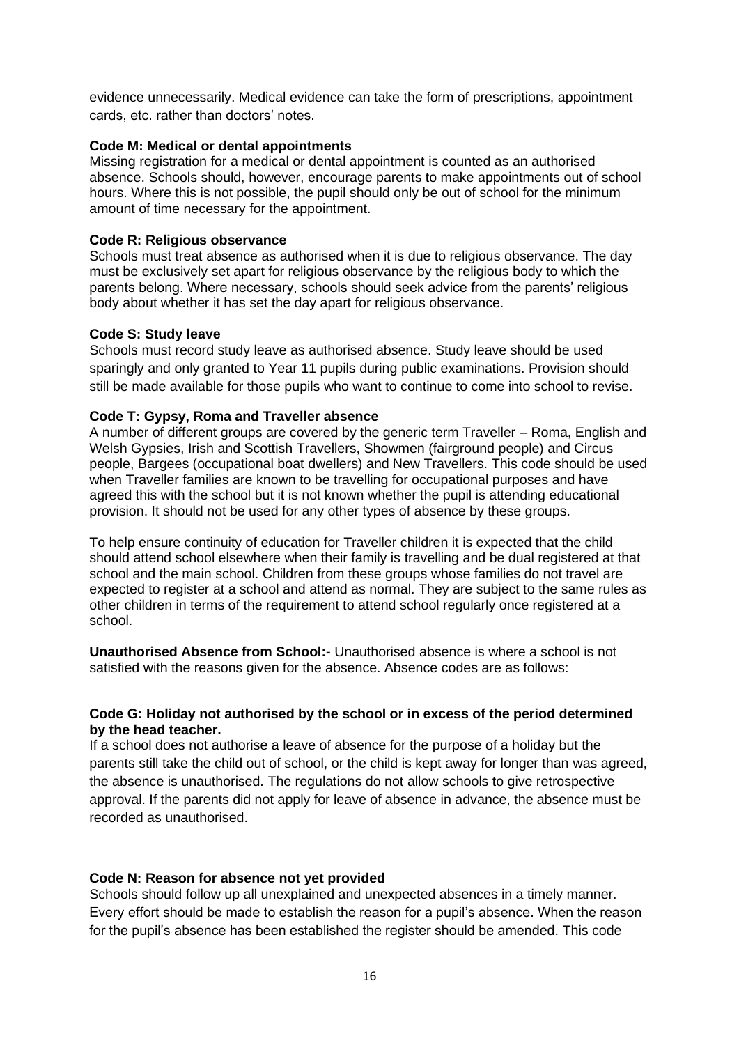evidence unnecessarily. Medical evidence can take the form of prescriptions, appointment cards, etc. rather than doctors' notes.

**Code M: Medical or dental appointments**
Missing registration for a medical or dental appointment is counted as an authorised absence. Schools should, however, encourage parents to make appointments out of school hours. Where this is not possible, the pupil should only be out of school for the minimum amount of time necessary for the appointment.

**Code R: Religious observance**
Schools must treat absence as authorised when it is due to religious observance. The day must be exclusively set apart for religious observance by the religious body to which the parents belong. Where necessary, schools should seek advice from the parents' religious body about whether it has set the day apart for religious observance.

**Code S: Study leave**
Schools must record study leave as authorised absence. Study leave should be used sparingly and only granted to Year 11 pupils during public examinations. Provision should still be made available for those pupils who want to continue to come into school to revise.

**Code T: Gypsy, Roma and Traveller absence**
A number of different groups are covered by the generic term Traveller – Roma, English and Welsh Gypsies, Irish and Scottish Travellers, Showmen (fairground people) and Circus people, Bargees (occupational boat dwellers) and New Travellers. This code should be used when Traveller families are known to be travelling for occupational purposes and have agreed this with the school but it is not known whether the pupil is attending educational provision. It should not be used for any other types of absence by these groups.

To help ensure continuity of education for Traveller children it is expected that the child should attend school elsewhere when their family is travelling and be dual registered at that school and the main school. Children from these groups whose families do not travel are expected to register at a school and attend as normal. They are subject to the same rules as other children in terms of the requirement to attend school regularly once registered at a school.

**Unauthorised Absence from School:-** Unauthorised absence is where a school is not satisfied with the reasons given for the absence. Absence codes are as follows:

**Code G: Holiday not authorised by the school or in excess of the period determined by the head teacher.**
If a school does not authorise a leave of absence for the purpose of a holiday but the parents still take the child out of school, or the child is kept away for longer than was agreed, the absence is unauthorised. The regulations do not allow schools to give retrospective approval. If the parents did not apply for leave of absence in advance, the absence must be recorded as unauthorised.

**Code N: Reason for absence not yet provided**
Schools should follow up all unexplained and unexpected absences in a timely manner. Every effort should be made to establish the reason for a pupil's absence. When the reason for the pupil's absence has been established the register should be amended. This code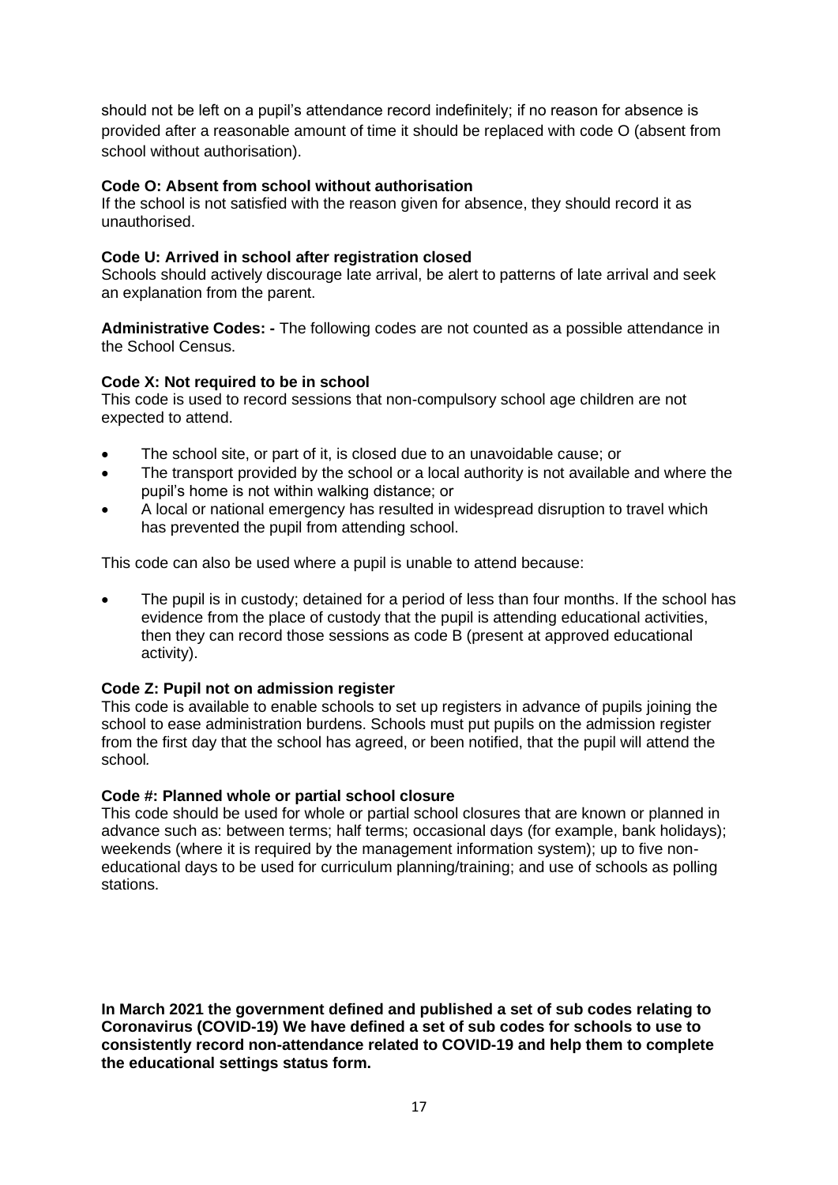should not be left on a pupil's attendance record indefinitely; if no reason for absence is provided after a reasonable amount of time it should be replaced with code O (absent from school without authorisation).

**Code O: Absent from school without authorisation**
If the school is not satisfied with the reason given for absence, they should record it as unauthorised.

**Code U: Arrived in school after registration closed**
Schools should actively discourage late arrival, be alert to patterns of late arrival and seek an explanation from the parent.

**Administrative Codes: -** The following codes are not counted as a possible attendance in the School Census.

**Code X: Not required to be in school**
This code is used to record sessions that non-compulsory school age children are not expected to attend.

- The school site, or part of it, is closed due to an unavoidable cause; or
- The transport provided by the school or a local authority is not available and where the pupil's home is not within walking distance; or
- A local or national emergency has resulted in widespread disruption to travel which has prevented the pupil from attending school.

This code can also be used where a pupil is unable to attend because:

- The pupil is in custody; detained for a period of less than four months. If the school has evidence from the place of custody that the pupil is attending educational activities, then they can record those sessions as code B (present at approved educational activity).

**Code Z: Pupil not on admission register**
This code is available to enable schools to set up registers in advance of pupils joining the school to ease administration burdens. Schools must put pupils on the admission register from the first day that the school has agreed, or been notified, that the pupil will attend the school*.*

**Code #: Planned whole or partial school closure**
This code should be used for whole or partial school closures that are known or planned in advance such as: between terms; half terms; occasional days (for example, bank holidays); weekends (where it is required by the management information system); up to five non-educational days to be used for curriculum planning/training; and use of schools as polling stations.

**In March 2021 the government defined and published a set of sub codes relating to Coronavirus (COVID-19) We have defined a set of sub codes for schools to use to consistently record non-attendance related to COVID-19 and help them to complete the educational settings status form.**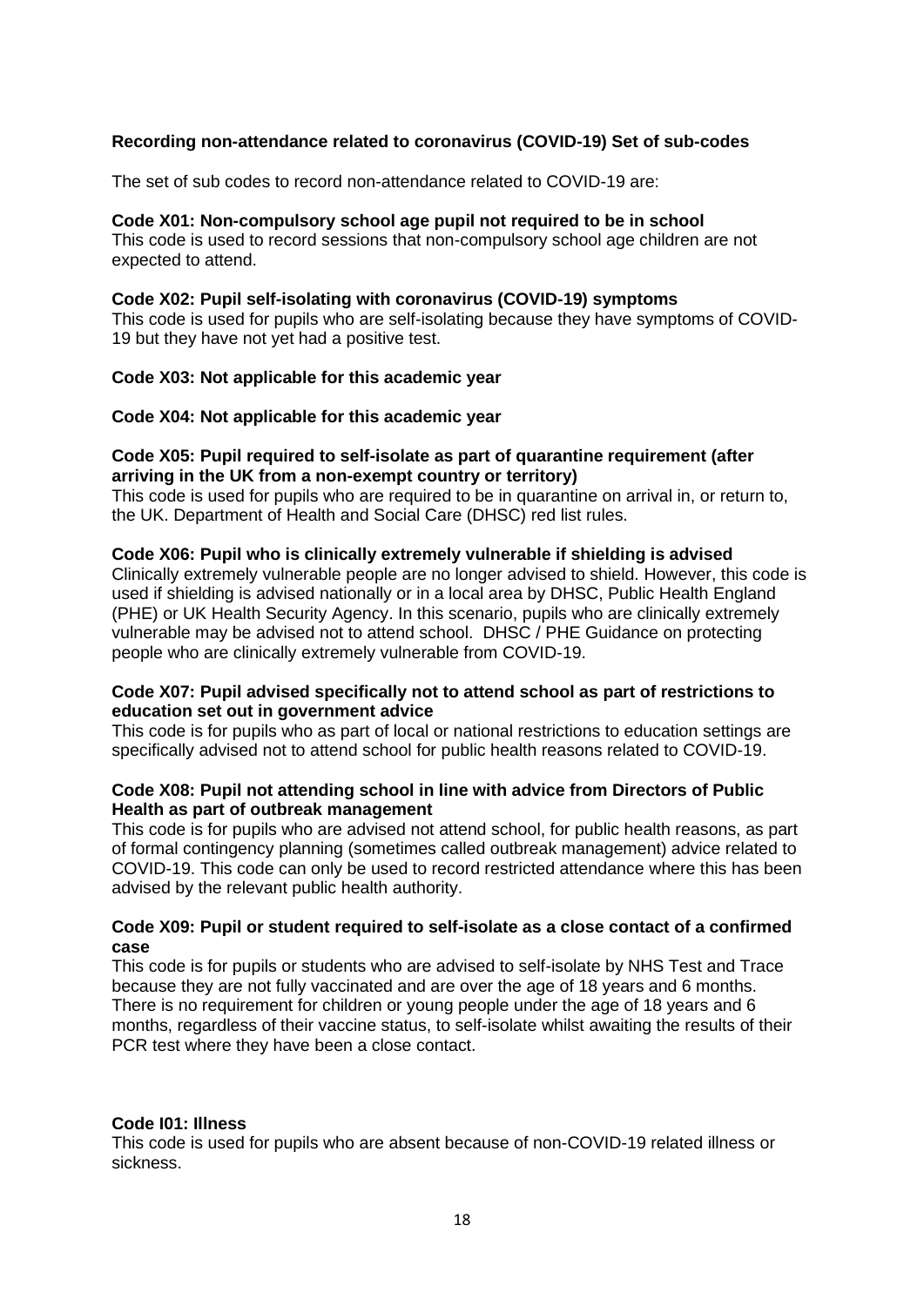**Recording non-attendance related to coronavirus (COVID-19) Set of sub-codes**

The set of sub codes to record non-attendance related to COVID-19 are:

**Code X01: Non-compulsory school age pupil not required to be in school**
This code is used to record sessions that non-compulsory school age children are not expected to attend.

**Code X02: Pupil self-isolating with coronavirus (COVID-19) symptoms**
This code is used for pupils who are self-isolating because they have symptoms of COVID-19 but they have not yet had a positive test.

**Code X03: Not applicable for this academic year**

**Code X04: Not applicable for this academic year**

**Code X05: Pupil required to self-isolate as part of quarantine requirement (after arriving in the UK from a non-exempt country or territory)**
This code is used for pupils who are required to be in quarantine on arrival in, or return to, the UK. Department of Health and Social Care (DHSC) red list rules.

**Code X06: Pupil who is clinically extremely vulnerable if shielding is advised**
Clinically extremely vulnerable people are no longer advised to shield. However, this code is used if shielding is advised nationally or in a local area by DHSC, Public Health England (PHE) or UK Health Security Agency. In this scenario, pupils who are clinically extremely vulnerable may be advised not to attend school. DHSC / PHE Guidance on protecting people who are clinically extremely vulnerable from COVID-19.

**Code X07: Pupil advised specifically not to attend school as part of restrictions to education set out in government advice**
This code is for pupils who as part of local or national restrictions to education settings are specifically advised not to attend school for public health reasons related to COVID-19.

**Code X08: Pupil not attending school in line with advice from Directors of Public Health as part of outbreak management**
This code is for pupils who are advised not attend school, for public health reasons, as part of formal contingency planning (sometimes called outbreak management) advice related to COVID-19. This code can only be used to record restricted attendance where this has been advised by the relevant public health authority.

**Code X09: Pupil or student required to self-isolate as a close contact of a confirmed case**
This code is for pupils or students who are advised to self-isolate by NHS Test and Trace because they are not fully vaccinated and are over the age of 18 years and 6 months. There is no requirement for children or young people under the age of 18 years and 6 months, regardless of their vaccine status, to self-isolate whilst awaiting the results of their PCR test where they have been a close contact.

**Code I01: Illness**
This code is used for pupils who are absent because of non-COVID-19 related illness or sickness.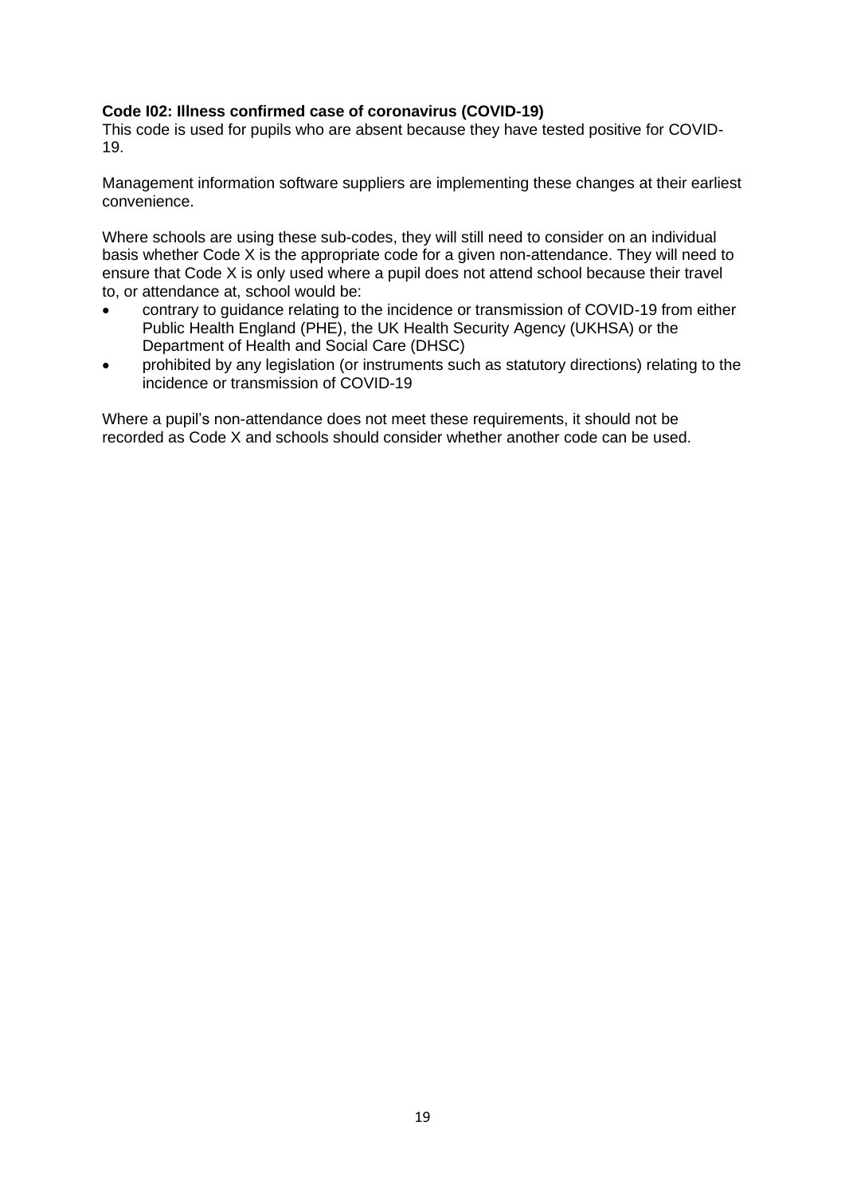**Code I02: Illness confirmed case of coronavirus (COVID-19)**
This code is used for pupils who are absent because they have tested positive for COVID-19.

Management information software suppliers are implementing these changes at their earliest convenience.

Where schools are using these sub-codes, they will still need to consider on an individual basis whether Code X is the appropriate code for a given non-attendance. They will need to ensure that Code X is only used where a pupil does not attend school because their travel to, or attendance at, school would be:

- contrary to guidance relating to the incidence or transmission of COVID-19 from either Public Health England (PHE), the UK Health Security Agency (UKHSA) or the Department of Health and Social Care (DHSC)
- prohibited by any legislation (or instruments such as statutory directions) relating to the incidence or transmission of COVID-19

Where a pupil's non-attendance does not meet these requirements, it should not be recorded as Code X and schools should consider whether another code can be used.